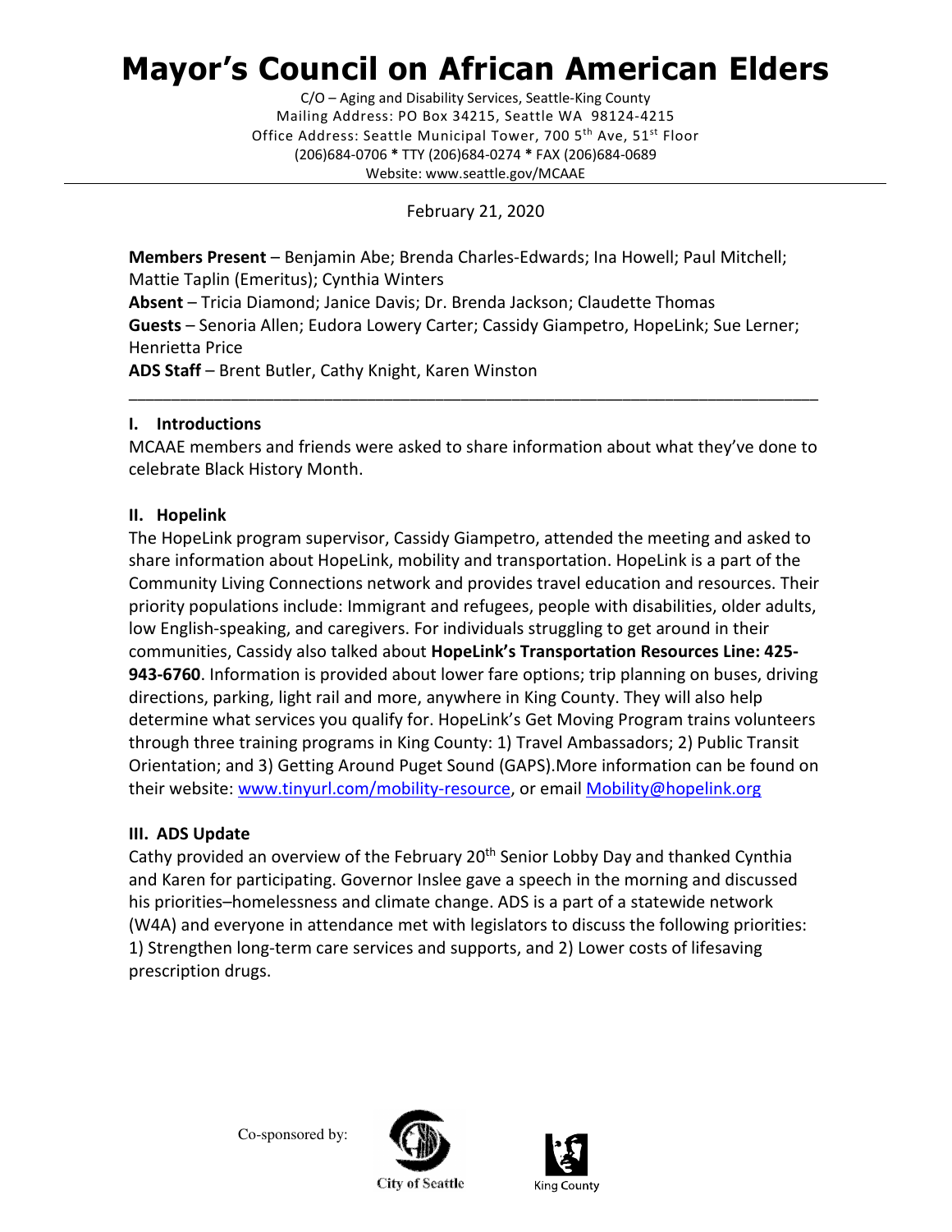# Mayor's Council on African American Elders

C/O – Aging and Disability Services, Seattle-King County
Mailing Address: PO Box 34215, Seattle WA 98124-4215
Office Address: Seattle Municipal Tower, 700 5th Ave, 51st Floor
(206)684-0706 * TTY (206)684-0274 * FAX (206)684-0689
Website: www.seattle.gov/MCAAE

February 21, 2020

**Members Present** – Benjamin Abe; Brenda Charles-Edwards; Ina Howell; Paul Mitchell; Mattie Taplin (Emeritus); Cynthia Winters
**Absent** – Tricia Diamond; Janice Davis; Dr. Brenda Jackson; Claudette Thomas
**Guests** – Senoria Allen; Eudora Lowery Carter; Cassidy Giampetro, HopeLink; Sue Lerner; Henrietta Price
**ADS Staff** – Brent Butler, Cathy Knight, Karen Winston

---

## I. Introductions

MCAAE members and friends were asked to share information about what they've done to celebrate Black History Month.

## II. Hopelink

The HopeLink program supervisor, Cassidy Giampetro, attended the meeting and asked to share information about HopeLink, mobility and transportation. HopeLink is a part of the Community Living Connections network and provides travel education and resources. Their priority populations include: Immigrant and refugees, people with disabilities, older adults, low English-speaking, and caregivers. For individuals struggling to get around in their communities, Cassidy also talked about **HopeLink's Transportation Resources Line: 425-943-6760**. Information is provided about lower fare options; trip planning on buses, driving directions, parking, light rail and more, anywhere in King County. They will also help determine what services you qualify for. HopeLink's Get Moving Program trains volunteers through three training programs in King County: 1) Travel Ambassadors; 2) Public Transit Orientation; and 3) Getting Around Puget Sound (GAPS).More information can be found on their website: www.tinyurl.com/mobility-resource, or email Mobility@hopelink.org

## III. ADS Update

Cathy provided an overview of the February 20th Senior Lobby Day and thanked Cynthia and Karen for participating. Governor Inslee gave a speech in the morning and discussed his priorities–homelessness and climate change. ADS is a part of a statewide network (W4A) and everyone in attendance met with legislators to discuss the following priorities: 1) Strengthen long-term care services and supports, and 2) Lower costs of lifesaving prescription drugs.

Co-sponsored by: City of Seattle, King County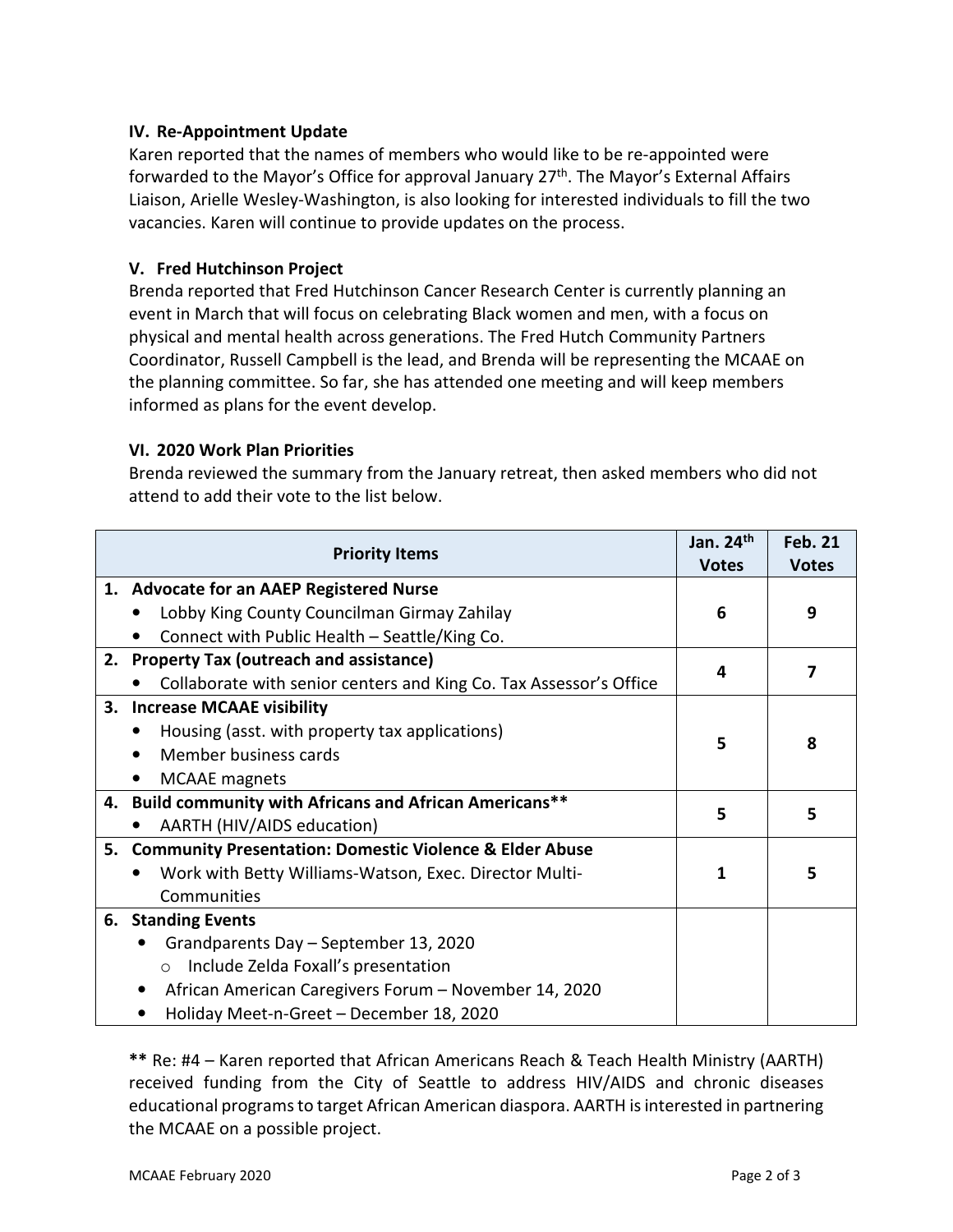### IV. Re-Appointment Update

Karen reported that the names of members who would like to be re-appointed were forwarded to the Mayor's Office for approval January 27th. The Mayor's External Affairs Liaison, Arielle Wesley-Washington, is also looking for interested individuals to fill the two vacancies. Karen will continue to provide updates on the process.

### V. Fred Hutchinson Project

Brenda reported that Fred Hutchinson Cancer Research Center is currently planning an event in March that will focus on celebrating Black women and men, with a focus on physical and mental health across generations. The Fred Hutch Community Partners Coordinator, Russell Campbell is the lead, and Brenda will be representing the MCAAE on the planning committee. So far, she has attended one meeting and will keep members informed as plans for the event develop.

### VI. 2020 Work Plan Priorities

Brenda reviewed the summary from the January retreat, then asked members who did not attend to add their vote to the list below.

| Priority Items | Jan. 24th Votes | Feb. 21 Votes |
|---|---|---|
| **1. Advocate for an AAEP Registered Nurse**<br>• Lobby King County Councilman Girmay Zahilay<br>• Connect with Public Health – Seattle/King Co. | **6** | **9** |
| **2. Property Tax (outreach and assistance)**<br>• Collaborate with senior centers and King Co. Tax Assessor's Office | **4** | **7** |
| **3. Increase MCAAE visibility**<br>• Housing (asst. with property tax applications)<br>• Member business cards<br>• MCAAE magnets | **5** | **8** |
| **4. Build community with Africans and African Americans****<br>• AARTH (HIV/AIDS education) | **5** | **5** |
| **5. Community Presentation: Domestic Violence & Elder Abuse**<br>• Work with Betty Williams-Watson, Exec. Director Multi-Communities | **1** | **5** |
| **6. Standing Events**<br>• Grandparents Day – September 13, 2020<br>  ○ Include Zelda Foxall's presentation<br>• African American Caregivers Forum – November 14, 2020<br>• Holiday Meet-n-Greet – December 18, 2020 | | |

**\*\*** Re: #4 – Karen reported that African Americans Reach & Teach Health Ministry (AARTH) received funding from the City of Seattle to address HIV/AIDS and chronic diseases educational programs to target African American diaspora. AARTH is interested in partnering the MCAAE on a possible project.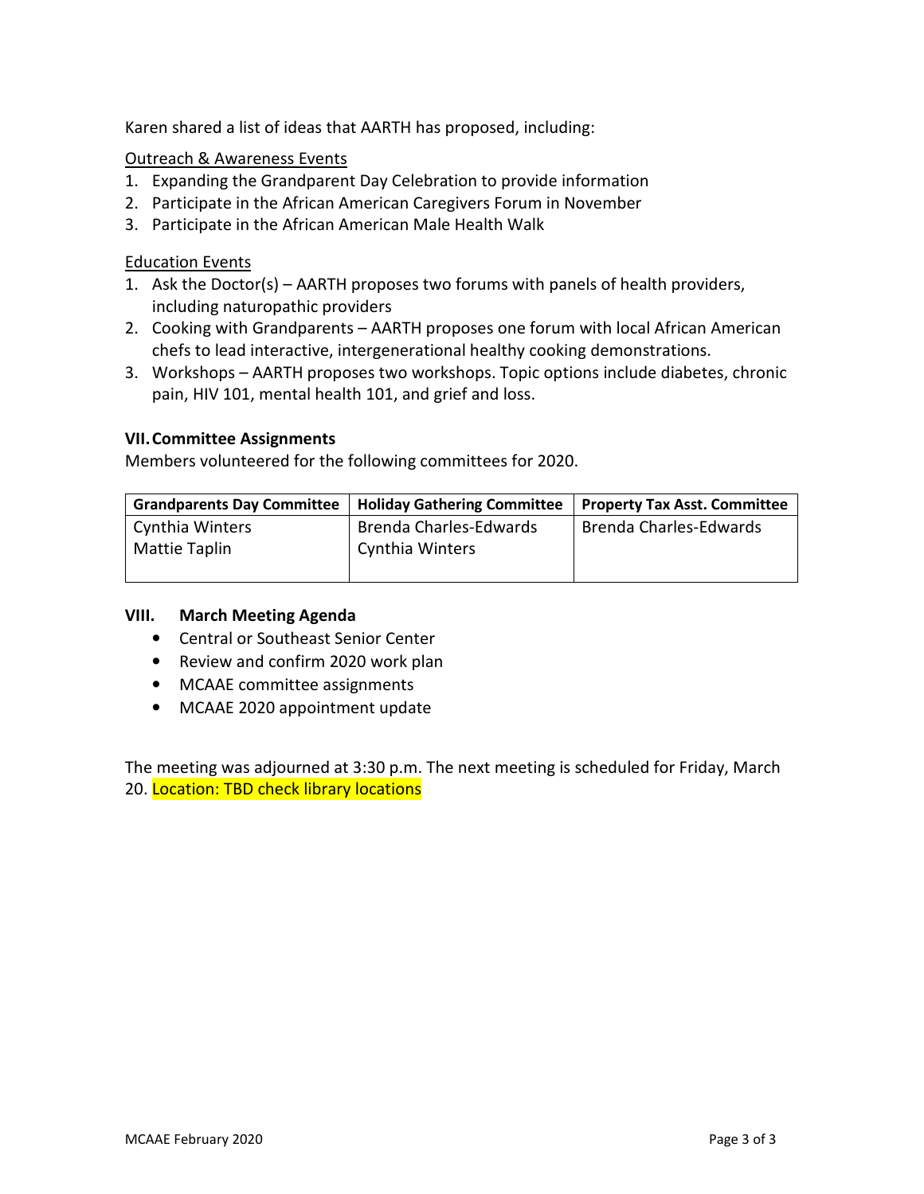Karen shared a list of ideas that AARTH has proposed, including:

Outreach & Awareness Events

1. Expanding the Grandparent Day Celebration to provide information
2. Participate in the African American Caregivers Forum in November
3. Participate in the African American Male Health Walk

Education Events

1. Ask the Doctor(s) – AARTH proposes two forums with panels of health providers, including naturopathic providers
2. Cooking with Grandparents – AARTH proposes one forum with local African American chefs to lead interactive, intergenerational healthy cooking demonstrations.
3. Workshops – AARTH proposes two workshops. Topic options include diabetes, chronic pain, HIV 101, mental health 101, and grief and loss.

### VII. Committee Assignments

Members volunteered for the following committees for 2020.

| Grandparents Day Committee | Holiday Gathering Committee | Property Tax Asst. Committee |
|---|---|---|
| Cynthia Winters<br>Mattie Taplin | Brenda Charles-Edwards<br>Cynthia Winters | Brenda Charles-Edwards |

### VIII. March Meeting Agenda

- Central or Southeast Senior Center
- Review and confirm 2020 work plan
- MCAAE committee assignments
- MCAAE 2020 appointment update

The meeting was adjourned at 3:30 p.m. The next meeting is scheduled for Friday, March 20. Location: TBD check library locations